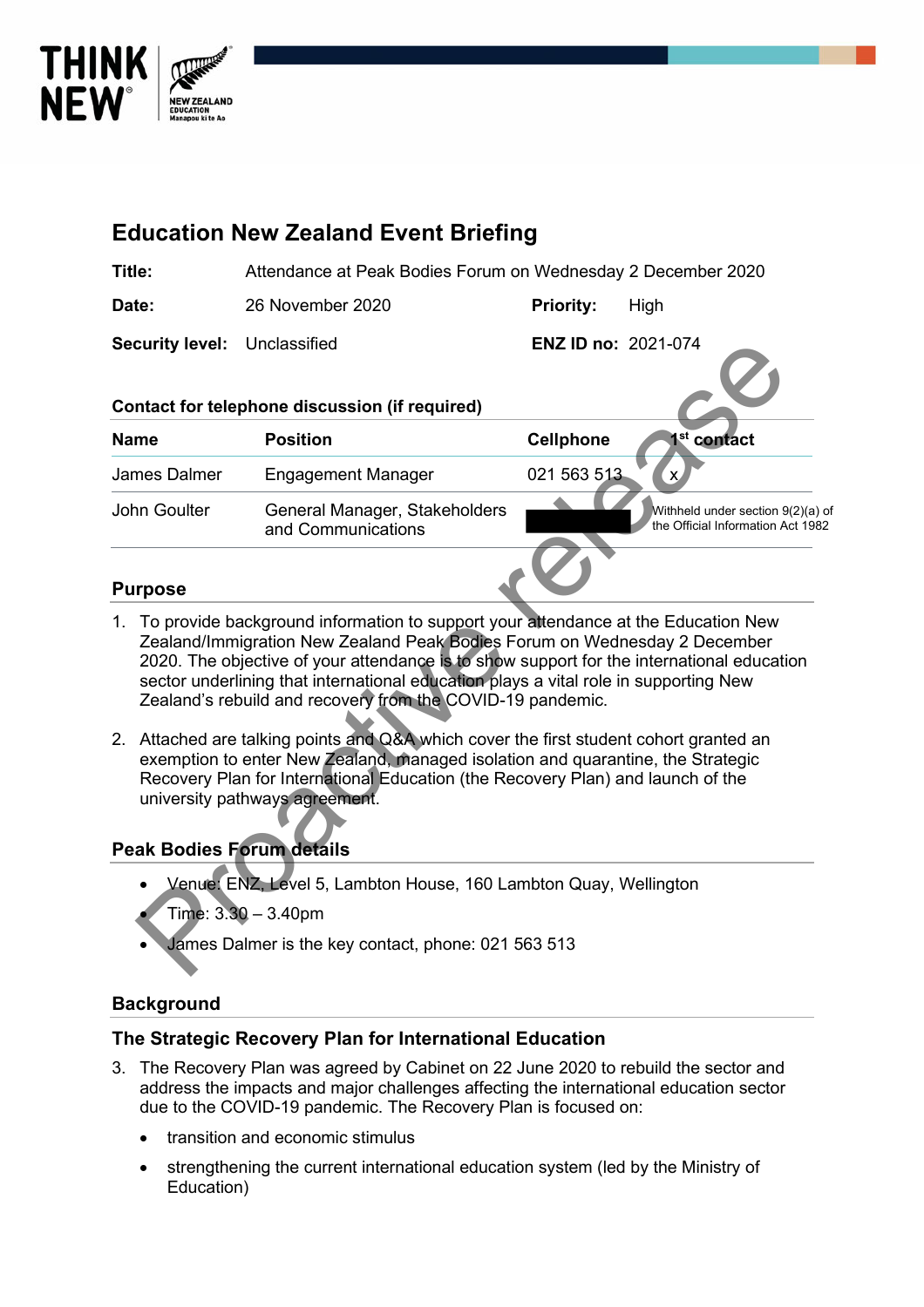THINK NEW® NEW ZEALAND EDUCATION Manapou ki te Ao

# Education New Zealand Event Briefing

| | | | |
|---|---|---|---|
| **Title:** | Attendance at Peak Bodies Forum on Wednesday 2 December 2020 | | |
| **Date:** | 26 November 2020 | **Priority:** | High |
| **Security level:** | Unclassified | **ENZ ID no:** | 2021-074 |

**Contact for telephone discussion (if required)**

| Name | Position | Cellphone | 1st contact |
|---|---|---|---|
| James Dalmer | Engagement Manager | 021 563 513 | x |
| John Goulter | General Manager, Stakeholders and Communications | [Withheld under section 9(2)(a) of the Official Information Act 1982] | |

## Purpose

1. To provide background information to support your attendance at the Education New Zealand/Immigration New Zealand Peak Bodies Forum on Wednesday 2 December 2020. The objective of your attendance is to show support for the international education sector underlining that international education plays a vital role in supporting New Zealand's rebuild and recovery from the COVID-19 pandemic.

2. Attached are talking points and Q&A which cover the first student cohort granted an exemption to enter New Zealand, managed isolation and quarantine, the Strategic Recovery Plan for International Education (the Recovery Plan) and launch of the university pathways agreement.

## Peak Bodies Forum details

- Venue: ENZ, Level 5, Lambton House, 160 Lambton Quay, Wellington
- Time: 3.30 – 3.40pm
- James Dalmer is the key contact, phone: 021 563 513

## Background

### The Strategic Recovery Plan for International Education

3. The Recovery Plan was agreed by Cabinet on 22 June 2020 to rebuild the sector and address the impacts and major challenges affecting the international education sector due to the COVID-19 pandemic. The Recovery Plan is focused on:

   - transition and economic stimulus
   - strengthening the current international education system (led by the Ministry of Education)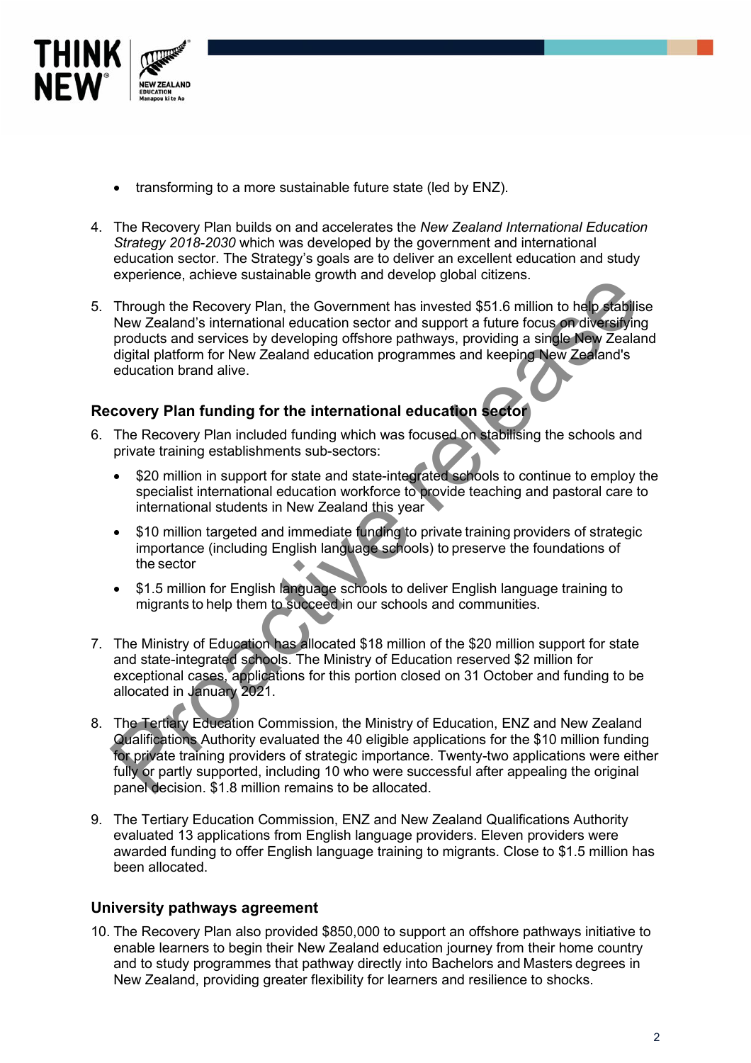- transforming to a more sustainable future state (led by ENZ).

4. The Recovery Plan builds on and accelerates the *New Zealand International Education Strategy 2018-2030* which was developed by the government and international education sector. The Strategy's goals are to deliver an excellent education and study experience, achieve sustainable growth and develop global citizens.

5. Through the Recovery Plan, the Government has invested $51.6 million to help stabilise New Zealand's international education sector and support a future focus on diversifying products and services by developing offshore pathways, providing a single New Zealand digital platform for New Zealand education programmes and keeping New Zealand's education brand alive.

### Recovery Plan funding for the international education sector

6. The Recovery Plan included funding which was focused on stabilising the schools and private training establishments sub-sectors:
   - $20 million in support for state and state-integrated schools to continue to employ the specialist international education workforce to provide teaching and pastoral care to international students in New Zealand this year
   - $10 million targeted and immediate funding to private training providers of strategic importance (including English language schools) to preserve the foundations of the sector
   - $1.5 million for English language schools to deliver English language training to migrants to help them to succeed in our schools and communities.

7. The Ministry of Education has allocated $18 million of the $20 million support for state and state-integrated schools. The Ministry of Education reserved $2 million for exceptional cases, applications for this portion closed on 31 October and funding to be allocated in January 2021.

8. The Tertiary Education Commission, the Ministry of Education, ENZ and New Zealand Qualifications Authority evaluated the 40 eligible applications for the $10 million funding for private training providers of strategic importance. Twenty-two applications were either fully or partly supported, including 10 who were successful after appealing the original panel decision. $1.8 million remains to be allocated.

9. The Tertiary Education Commission, ENZ and New Zealand Qualifications Authority evaluated 13 applications from English language providers. Eleven providers were awarded funding to offer English language training to migrants. Close to $1.5 million has been allocated.

### University pathways agreement

10. The Recovery Plan also provided $850,000 to support an offshore pathways initiative to enable learners to begin their New Zealand education journey from their home country and to study programmes that pathway directly into Bachelors and Masters degrees in New Zealand, providing greater flexibility for learners and resilience to shocks.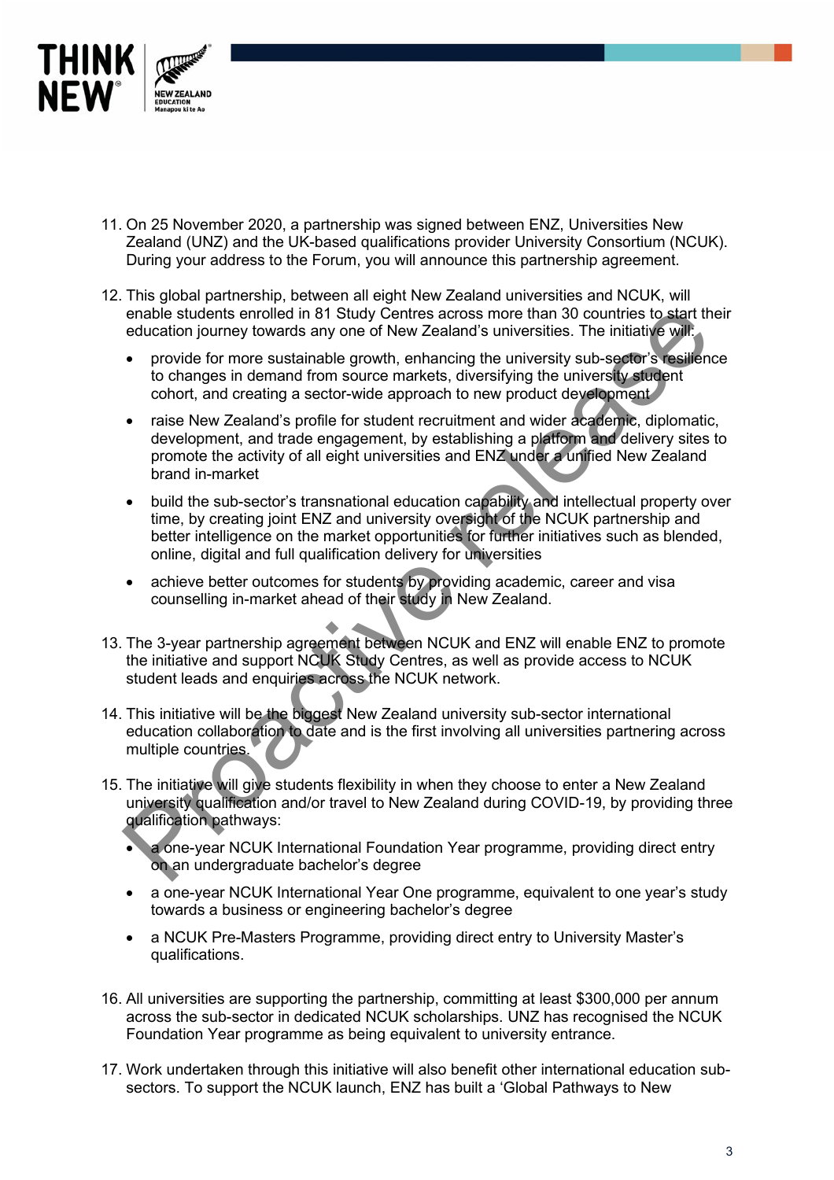11. On 25 November 2020, a partnership was signed between ENZ, Universities New Zealand (UNZ) and the UK-based qualifications provider University Consortium (NCUK). During your address to the Forum, you will announce this partnership agreement.

12. This global partnership, between all eight New Zealand universities and NCUK, will enable students enrolled in 81 Study Centres across more than 30 countries to start their education journey towards any one of New Zealand's universities. The initiative will:

    - provide for more sustainable growth, enhancing the university sub-sector's resilience to changes in demand from source markets, diversifying the university student cohort, and creating a sector-wide approach to new product development
    - raise New Zealand's profile for student recruitment and wider academic, diplomatic, development, and trade engagement, by establishing a platform and delivery sites to promote the activity of all eight universities and ENZ under a unified New Zealand brand in-market
    - build the sub-sector's transnational education capability and intellectual property over time, by creating joint ENZ and university oversight of the NCUK partnership and better intelligence on the market opportunities for further initiatives such as blended, online, digital and full qualification delivery for universities
    - achieve better outcomes for students by providing academic, career and visa counselling in-market ahead of their study in New Zealand.

13. The 3-year partnership agreement between NCUK and ENZ will enable ENZ to promote the initiative and support NCUK Study Centres, as well as provide access to NCUK student leads and enquiries across the NCUK network.

14. This initiative will be the biggest New Zealand university sub-sector international education collaboration to date and is the first involving all universities partnering across multiple countries.

15. The initiative will give students flexibility in when they choose to enter a New Zealand university qualification and/or travel to New Zealand during COVID-19, by providing three qualification pathways:

    - a one-year NCUK International Foundation Year programme, providing direct entry on an undergraduate bachelor's degree
    - a one-year NCUK International Year One programme, equivalent to one year's study towards a business or engineering bachelor's degree
    - a NCUK Pre-Masters Programme, providing direct entry to University Master's qualifications.

16. All universities are supporting the partnership, committing at least $300,000 per annum across the sub-sector in dedicated NCUK scholarships. UNZ has recognised the NCUK Foundation Year programme as being equivalent to university entrance.

17. Work undertaken through this initiative will also benefit other international education sub-sectors. To support the NCUK launch, ENZ has built a 'Global Pathways to New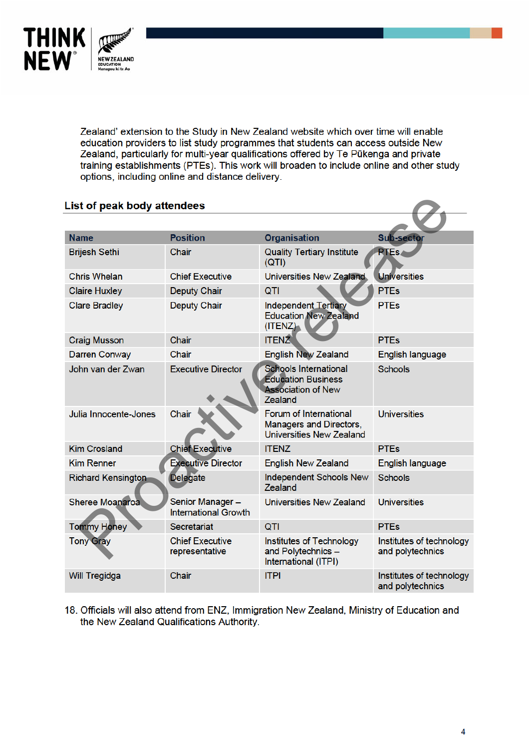Zealand' extension to the Study in New Zealand website which over time will enable education providers to list study programmes that students can access outside New Zealand, particularly for multi-year qualifications offered by Te Pūkenga and private training establishments (PTEs). This work will broaden to include online and other study options, including online and distance delivery.

## List of peak body attendees

| Name | Position | Organisation | Sub-sector |
|---|---|---|---|
| Brijesh Sethi | Chair | Quality Tertiary Institute (QTI) | PTEs |
| Chris Whelan | Chief Executive | Universities New Zealand | Universities |
| Claire Huxley | Deputy Chair | QTI | PTEs |
| Clare Bradley | Deputy Chair | Independent Tertiary Education New Zealand (ITENZ) | PTEs |
| Craig Musson | Chair | ITENZ | PTEs |
| Darren Conway | Chair | English New Zealand | English language |
| John van der Zwan | Executive Director | Schools International Education Business Association of New Zealand | Schools |
| Julia Innocente-Jones | Chair | Forum of International Managers and Directors, Universities New Zealand | Universities |
| Kim Crosland | Chief Executive | ITENZ | PTEs |
| Kim Renner | Executive Director | English New Zealand | English language |
| Richard Kensington | Delegate | Independent Schools New Zealand | Schools |
| Sheree Moanaroa | Senior Manager – International Growth | Universities New Zealand | Universities |
| Tommy Honey | Secretariat | QTI | PTEs |
| Tony Gray | Chief Executive representative | Institutes of Technology and Polytechnics – International (ITPI) | Institutes of technology and polytechnics |
| Will Tregidga | Chair | ITPI | Institutes of technology and polytechnics |

18. Officials will also attend from ENZ, Immigration New Zealand, Ministry of Education and the New Zealand Qualifications Authority.